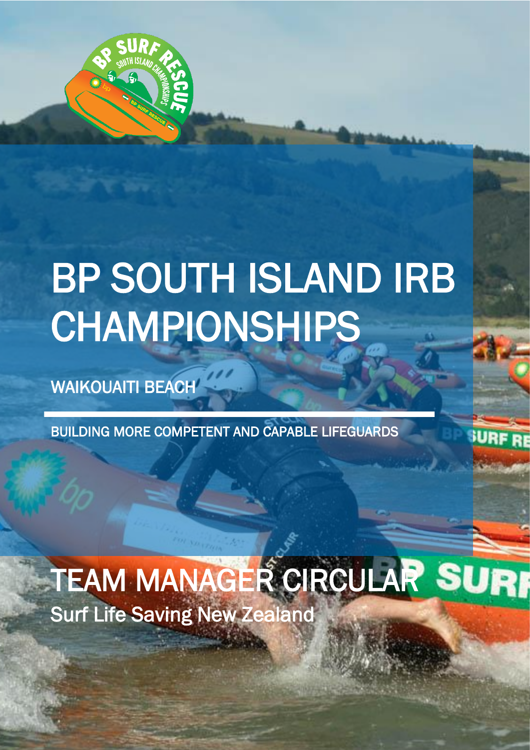# BP SOUTH ISLAND IRB CHAMPIONSHIPS

WAIKOUAITI BEACH

BUILDING MORE COMPETENT AND CAPABLE LIFEGUARDS

## TEAM MANAGER CIRCULAR

Surf Life Saving New Zealand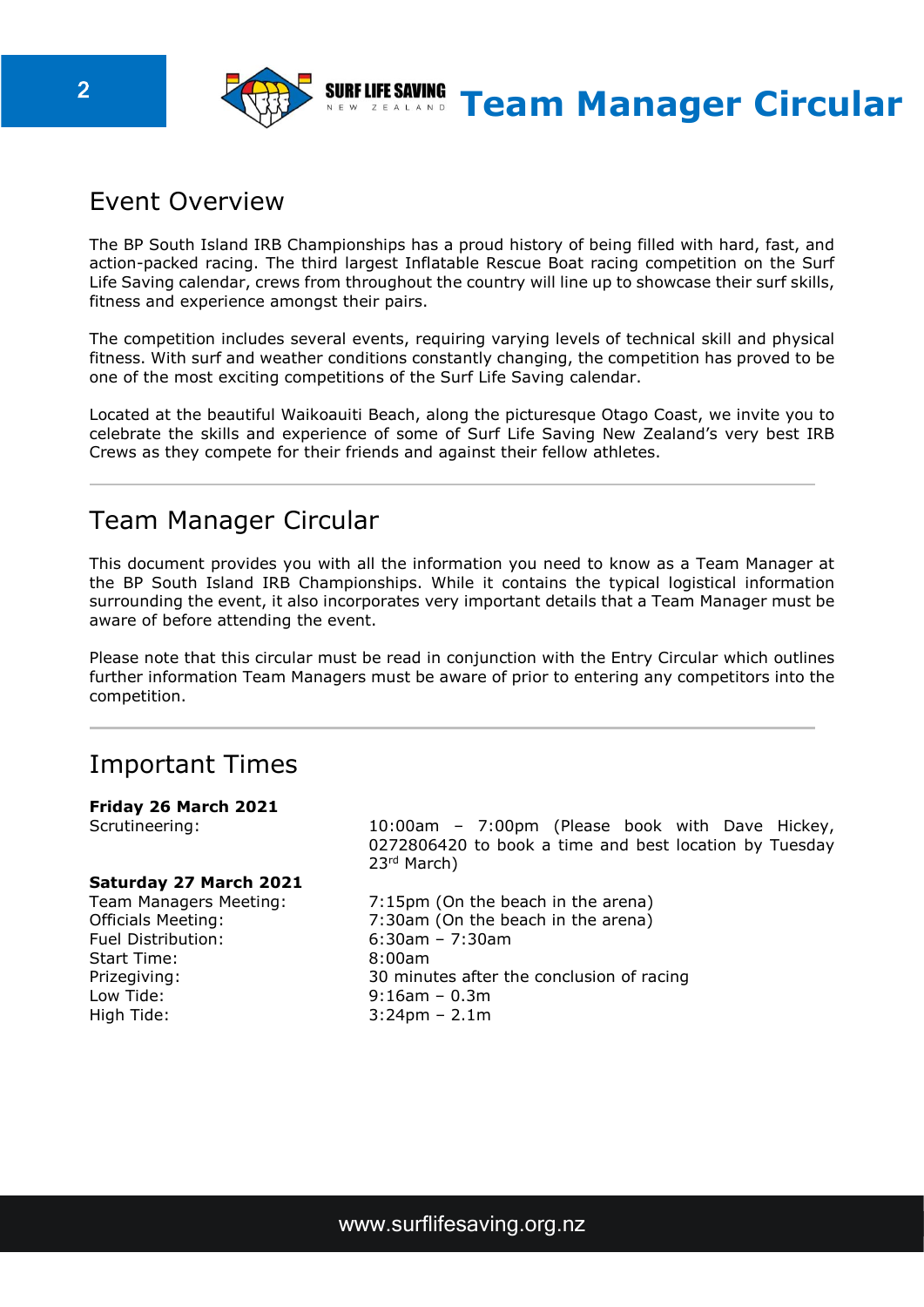## Event Overview

The BP South Island IRB Championships has a proud history of being filled with hard, fast, and action-packed racing. The third largest Inflatable Rescue Boat racing competition on the Surf Life Saving calendar, crews from throughout the country will line up to showcase their surf skills, fitness and experience amongst their pairs.

The competition includes several events, requiring varying levels of technical skill and physical fitness. With surf and weather conditions constantly changing, the competition has proved to be one of the most exciting competitions of the Surf Life Saving calendar.

Located at the beautiful Waikoauiti Beach, along the picturesque Otago Coast, we invite you to celebrate the skills and experience of some of Surf Life Saving New Zealand's very best IRB Crews as they compete for their friends and against their fellow athletes.

---

## Team Manager Circular

This document provides you with all the information you need to know as a Team Manager at the BP South Island IRB Championships. While it contains the typical logistical information surrounding the event, it also incorporates very important details that a Team Manager must be aware of before attending the event.

Please note that this circular must be read in conjunction with the Entry Circular which outlines further information Team Managers must be aware of prior to entering any competitors into the competition.

---

## Important Times

**Friday 26 March 2021**

| | |
|---|---|
| Scrutineering: | 10:00am – 7:00pm (Please book with Dave Hickey, 0272806420 to book a time and best location by Tuesday 23rd March) |

**Saturday 27 March 2021**

| | |
|---|---|
| Team Managers Meeting: | 7:15pm (On the beach in the arena) |
| Officials Meeting: | 7:30am (On the beach in the arena) |
| Fuel Distribution: | 6:30am – 7:30am |
| Start Time: | 8:00am |
| Prizegiving: | 30 minutes after the conclusion of racing |
| Low Tide: | 9:16am – 0.3m |
| High Tide: | 3:24pm – 2.1m |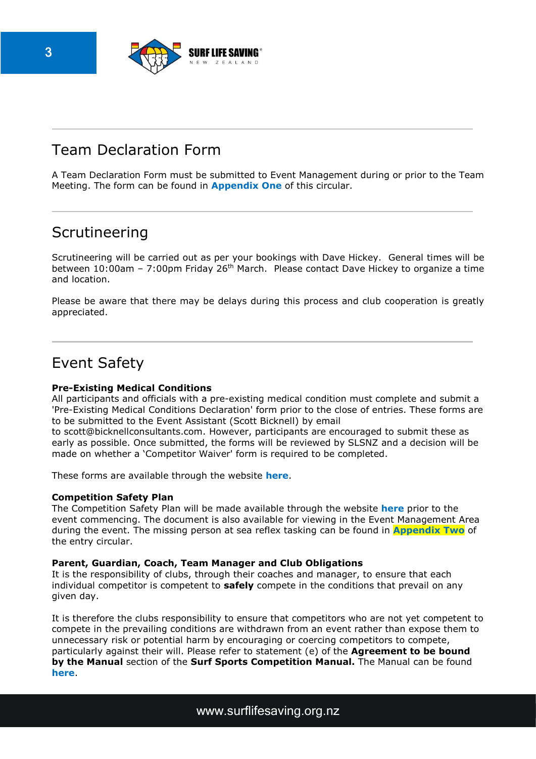## Team Declaration Form

A Team Declaration Form must be submitted to Event Management during or prior to the Team Meeting. The form can be found in **Appendix One** of this circular.

## Scrutineering

Scrutineering will be carried out as per your bookings with Dave Hickey. General times will be between 10:00am – 7:00pm Friday 26th March. Please contact Dave Hickey to organize a time and location.

Please be aware that there may be delays during this process and club cooperation is greatly appreciated.

## Event Safety

**Pre-Existing Medical Conditions**
All participants and officials with a pre-existing medical condition must complete and submit a 'Pre-Existing Medical Conditions Declaration' form prior to the close of entries. These forms are to be submitted to the Event Assistant (Scott Bicknell) by email to scott@bicknellconsultants.com. However, participants are encouraged to submit these as early as possible. Once submitted, the forms will be reviewed by SLSNZ and a decision will be made on whether a 'Competitor Waiver' form is required to be completed.

These forms are available through the website **here**.

**Competition Safety Plan**
The Competition Safety Plan will be made available through the website **here** prior to the event commencing. The document is also available for viewing in the Event Management Area during the event. The missing person at sea reflex tasking can be found in **Appendix Two** of the entry circular.

**Parent, Guardian, Coach, Team Manager and Club Obligations**
It is the responsibility of clubs, through their coaches and manager, to ensure that each individual competitor is competent to **safely** compete in the conditions that prevail on any given day.

It is therefore the clubs responsibility to ensure that competitors who are not yet competent to compete in the prevailing conditions are withdrawn from an event rather than expose them to unnecessary risk or potential harm by encouraging or coercing competitors to compete, particularly against their will. Please refer to statement (e) of the **Agreement to be bound by the Manual** section of the **Surf Sports Competition Manual.** The Manual can be found **here**.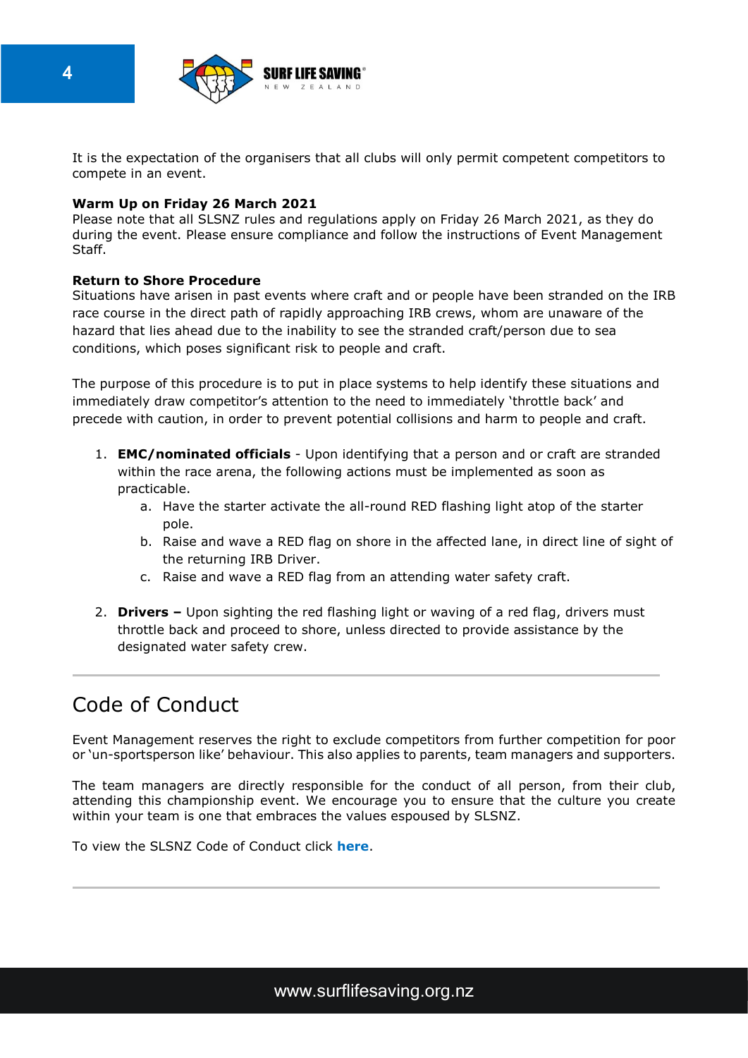It is the expectation of the organisers that all clubs will only permit competent competitors to compete in an event.

**Warm Up on Friday 26 March 2021**
Please note that all SLSNZ rules and regulations apply on Friday 26 March 2021, as they do during the event. Please ensure compliance and follow the instructions of Event Management Staff.

**Return to Shore Procedure**
Situations have arisen in past events where craft and or people have been stranded on the IRB race course in the direct path of rapidly approaching IRB crews, whom are unaware of the hazard that lies ahead due to the inability to see the stranded craft/person due to sea conditions, which poses significant risk to people and craft.

The purpose of this procedure is to put in place systems to help identify these situations and immediately draw competitor's attention to the need to immediately 'throttle back' and precede with caution, in order to prevent potential collisions and harm to people and craft.

1. **EMC/nominated officials** - Upon identifying that a person and or craft are stranded within the race arena, the following actions must be implemented as soon as practicable.
    a. Have the starter activate the all-round RED flashing light atop of the starter pole.
    b. Raise and wave a RED flag on shore in the affected lane, in direct line of sight of the returning IRB Driver.
    c. Raise and wave a RED flag from an attending water safety craft.

2. **Drivers –** Upon sighting the red flashing light or waving of a red flag, drivers must throttle back and proceed to shore, unless directed to provide assistance by the designated water safety crew.

---

## Code of Conduct

Event Management reserves the right to exclude competitors from further competition for poor or 'un-sportsperson like' behaviour. This also applies to parents, team managers and supporters.

The team managers are directly responsible for the conduct of all person, from their club, attending this championship event. We encourage you to ensure that the culture you create within your team is one that embraces the values espoused by SLSNZ.

To view the SLSNZ Code of Conduct click **here**.

---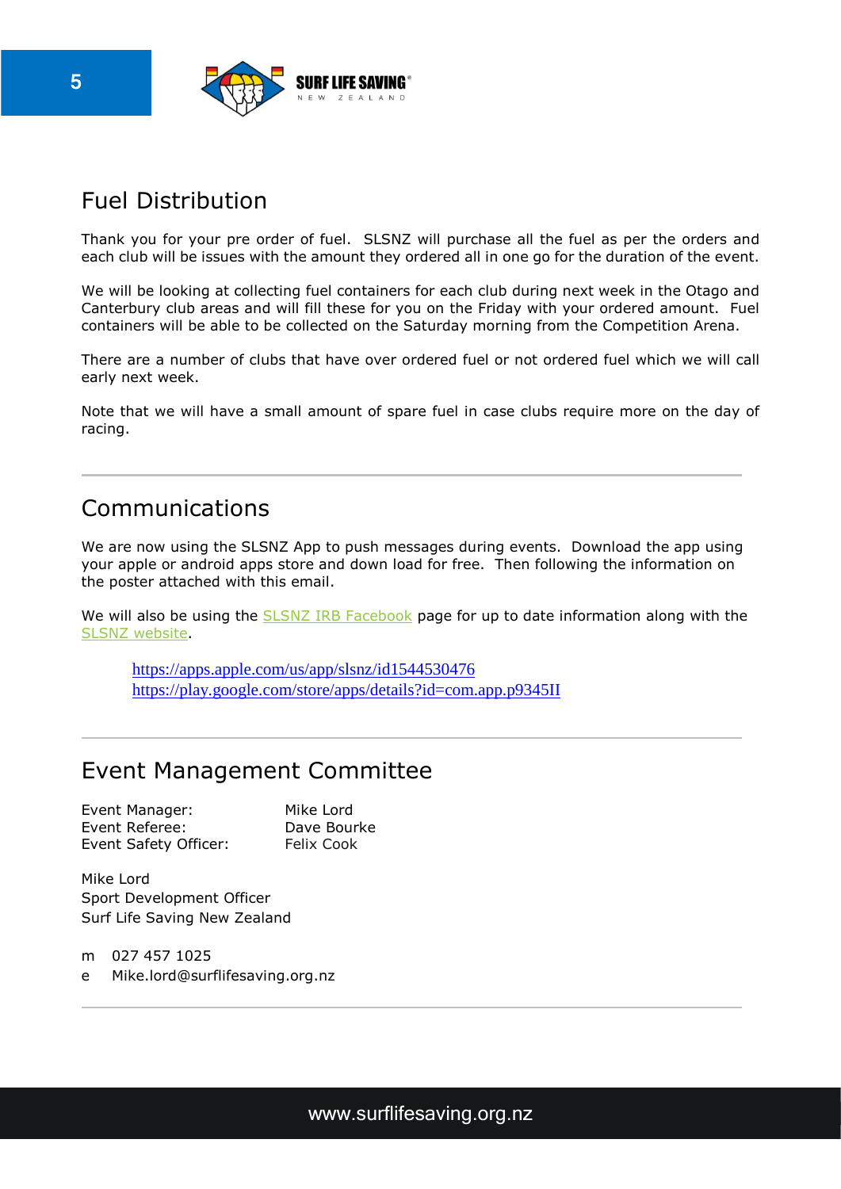## Fuel Distribution

Thank you for your pre order of fuel. SLSNZ will purchase all the fuel as per the orders and each club will be issues with the amount they ordered all in one go for the duration of the event.

We will be looking at collecting fuel containers for each club during next week in the Otago and Canterbury club areas and will fill these for you on the Friday with your ordered amount. Fuel containers will be able to be collected on the Saturday morning from the Competition Arena.

There are a number of clubs that have over ordered fuel or not ordered fuel which we will call early next week.

Note that we will have a small amount of spare fuel in case clubs require more on the day of racing.

---

## Communications

We are now using the SLSNZ App to push messages during events. Download the app using your apple or android apps store and down load for free. Then following the information on the poster attached with this email.

We will also be using the SLSNZ IRB Facebook page for up to date information along with the SLSNZ website.

https://apps.apple.com/us/app/slsnz/id1544530476
https://play.google.com/store/apps/details?id=com.app.p9345II

---

## Event Management Committee

| | |
|---|---|
| Event Manager: | Mike Lord |
| Event Referee: | Dave Bourke |
| Event Safety Officer: | Felix Cook |

Mike Lord
Sport Development Officer
Surf Life Saving New Zealand

m 027 457 1025
e Mike.lord@surflifesaving.org.nz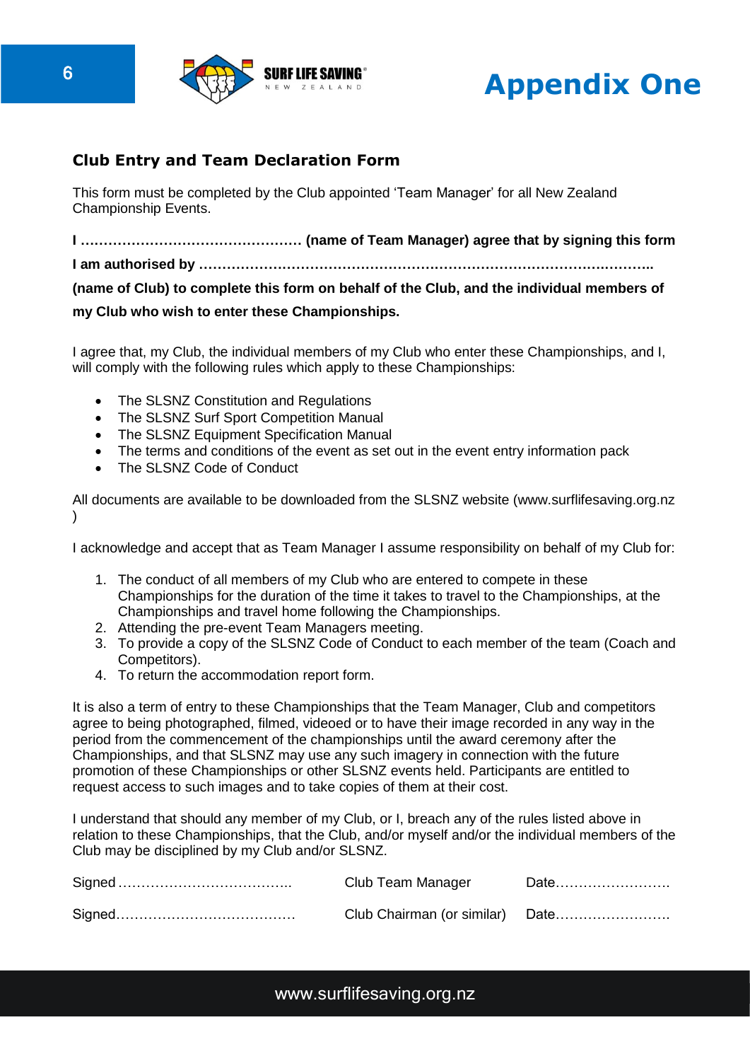# Appendix One

## Club Entry and Team Declaration Form

This form must be completed by the Club appointed 'Team Manager' for all New Zealand Championship Events.

**I ………………………………………… (name of Team Manager) agree that by signing this form I am authorised by ……………………………………………………………………………………….. (name of Club) to complete this form on behalf of the Club, and the individual members of my Club who wish to enter these Championships.**

I agree that, my Club, the individual members of my Club who enter these Championships, and I, will comply with the following rules which apply to these Championships:

- The SLSNZ Constitution and Regulations
- The SLSNZ Surf Sport Competition Manual
- The SLSNZ Equipment Specification Manual
- The terms and conditions of the event as set out in the event entry information pack
- The SLSNZ Code of Conduct

All documents are available to be downloaded from the SLSNZ website (www.surflifesaving.org.nz )

I acknowledge and accept that as Team Manager I assume responsibility on behalf of my Club for:

1. The conduct of all members of my Club who are entered to compete in these Championships for the duration of the time it takes to travel to the Championships, at the Championships and travel home following the Championships.
2. Attending the pre-event Team Managers meeting.
3. To provide a copy of the SLSNZ Code of Conduct to each member of the team (Coach and Competitors).
4. To return the accommodation report form.

It is also a term of entry to these Championships that the Team Manager, Club and competitors agree to being photographed, filmed, videoed or to have their image recorded in any way in the period from the commencement of the championships until the award ceremony after the Championships, and that SLSNZ may use any such imagery in connection with the future promotion of these Championships or other SLSNZ events held. Participants are entitled to request access to such images and to take copies of them at their cost.

I understand that should any member of my Club, or I, breach any of the rules listed above in relation to these Championships, that the Club, and/or myself and/or the individual members of the Club may be disciplined by my Club and/or SLSNZ.

Signed ……………………………….. Club Team Manager Date…………………….

Signed………………………………… Club Chairman (or similar) Date…………………….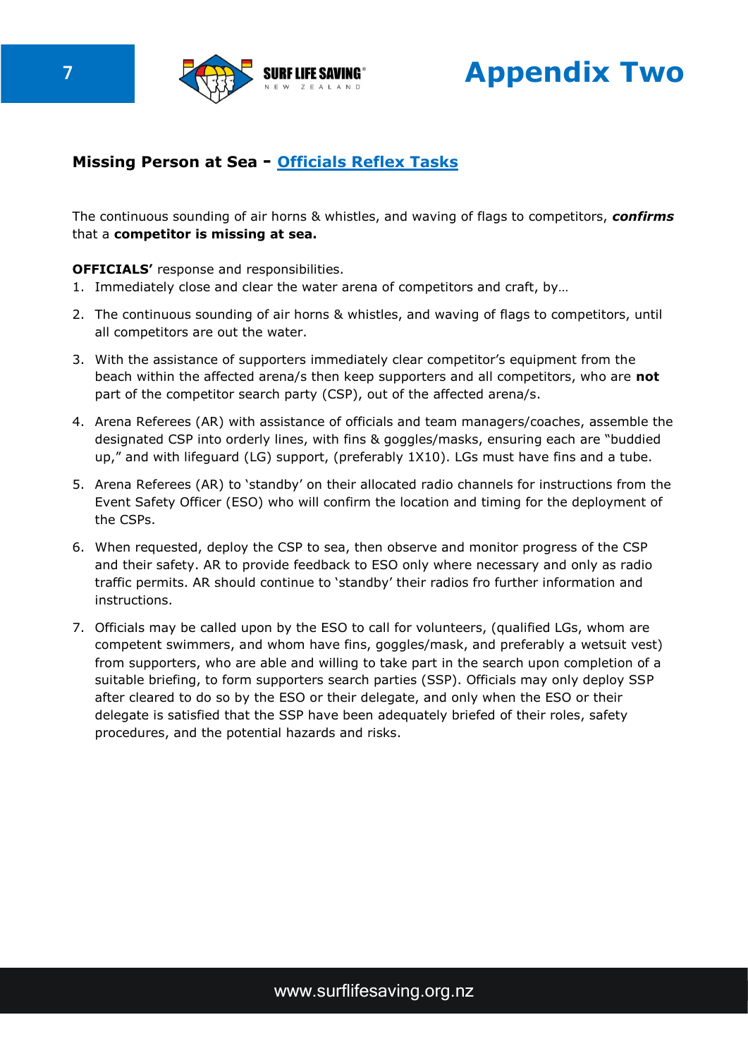# Appendix Two

## Missing Person at Sea - Officials Reflex Tasks

The continuous sounding of air horns & whistles, and waving of flags to competitors, ***confirms*** that a **competitor is missing at sea.**

**OFFICIALS'** response and responsibilities.

1. Immediately close and clear the water arena of competitors and craft, by…
2. The continuous sounding of air horns & whistles, and waving of flags to competitors, until all competitors are out the water.
3. With the assistance of supporters immediately clear competitor's equipment from the beach within the affected arena/s then keep supporters and all competitors, who are **not** part of the competitor search party (CSP), out of the affected arena/s.
4. Arena Referees (AR) with assistance of officials and team managers/coaches, assemble the designated CSP into orderly lines, with fins & goggles/masks, ensuring each are "buddied up," and with lifeguard (LG) support, (preferably 1X10). LGs must have fins and a tube.
5. Arena Referees (AR) to 'standby' on their allocated radio channels for instructions from the Event Safety Officer (ESO) who will confirm the location and timing for the deployment of the CSPs.
6. When requested, deploy the CSP to sea, then observe and monitor progress of the CSP and their safety. AR to provide feedback to ESO only where necessary and only as radio traffic permits. AR should continue to 'standby' their radios fro further information and instructions.
7. Officials may be called upon by the ESO to call for volunteers, (qualified LGs, whom are competent swimmers, and whom have fins, goggles/mask, and preferably a wetsuit vest) from supporters, who are able and willing to take part in the search upon completion of a suitable briefing, to form supporters search parties (SSP). Officials may only deploy SSP after cleared to do so by the ESO or their delegate, and only when the ESO or their delegate is satisfied that the SSP have been adequately briefed of their roles, safety procedures, and the potential hazards and risks.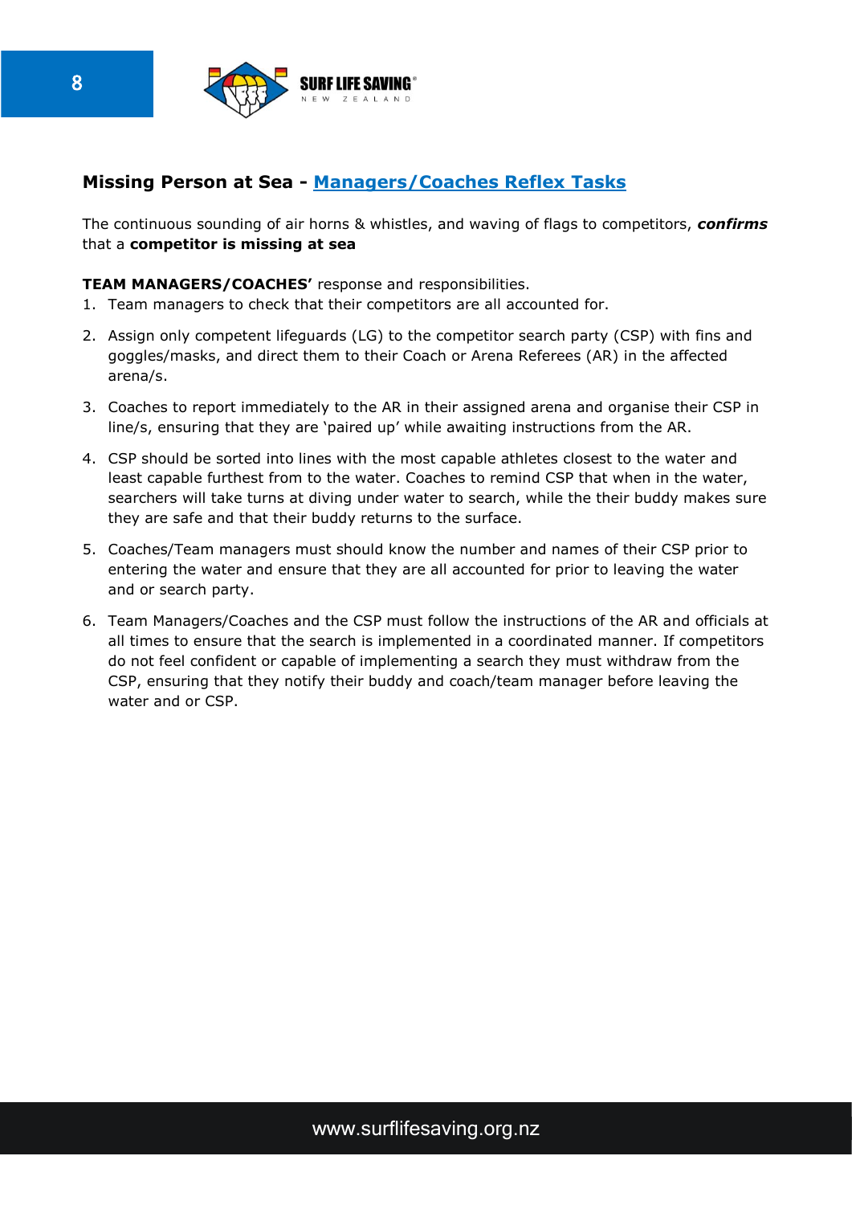## Missing Person at Sea - [Managers/Coaches Reflex Tasks]

The continuous sounding of air horns & whistles, and waving of flags to competitors, ***confirms*** that a **competitor is missing at sea**

**TEAM MANAGERS/COACHES'** response and responsibilities.

1. Team managers to check that their competitors are all accounted for.
2. Assign only competent lifeguards (LG) to the competitor search party (CSP) with fins and goggles/masks, and direct them to their Coach or Arena Referees (AR) in the affected arena/s.
3. Coaches to report immediately to the AR in their assigned arena and organise their CSP in line/s, ensuring that they are 'paired up' while awaiting instructions from the AR.
4. CSP should be sorted into lines with the most capable athletes closest to the water and least capable furthest from to the water. Coaches to remind CSP that when in the water, searchers will take turns at diving under water to search, while the their buddy makes sure they are safe and that their buddy returns to the surface.
5. Coaches/Team managers must should know the number and names of their CSP prior to entering the water and ensure that they are all accounted for prior to leaving the water and or search party.
6. Team Managers/Coaches and the CSP must follow the instructions of the AR and officials at all times to ensure that the search is implemented in a coordinated manner. If competitors do not feel confident or capable of implementing a search they must withdraw from the CSP, ensuring that they notify their buddy and coach/team manager before leaving the water and or CSP.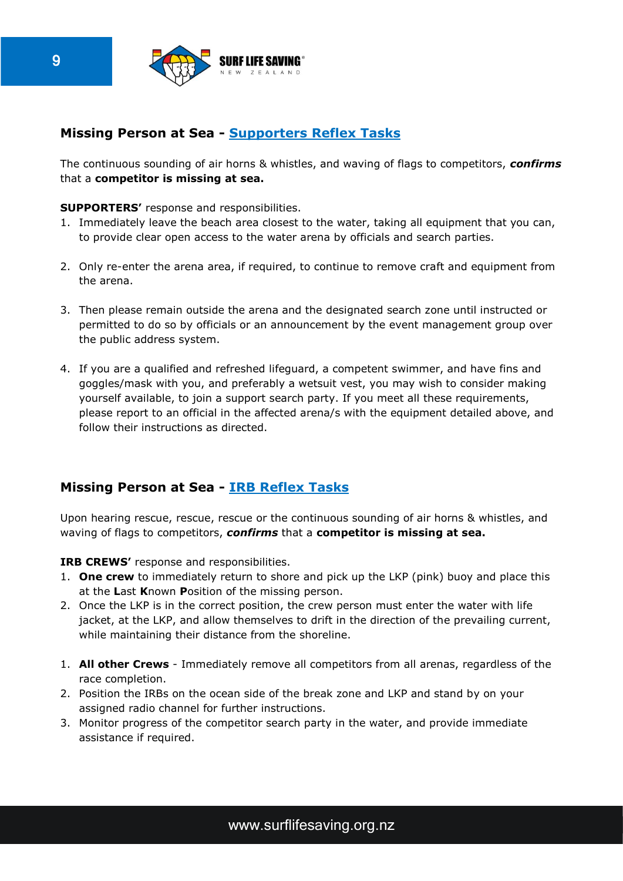## Missing Person at Sea - Supporters Reflex Tasks

The continuous sounding of air horns & whistles, and waving of flags to competitors, ***confirms*** that a **competitor is missing at sea.**

**SUPPORTERS'** response and responsibilities.

1. Immediately leave the beach area closest to the water, taking all equipment that you can, to provide clear open access to the water arena by officials and search parties.

2. Only re-enter the arena area, if required, to continue to remove craft and equipment from the arena.

3. Then please remain outside the arena and the designated search zone until instructed or permitted to do so by officials or an announcement by the event management group over the public address system.

4. If you are a qualified and refreshed lifeguard, a competent swimmer, and have fins and goggles/mask with you, and preferably a wetsuit vest, you may wish to consider making yourself available, to join a support search party. If you meet all these requirements, please report to an official in the affected arena/s with the equipment detailed above, and follow their instructions as directed.

## Missing Person at Sea - IRB Reflex Tasks

Upon hearing rescue, rescue, rescue or the continuous sounding of air horns & whistles, and waving of flags to competitors, ***confirms*** that a **competitor is missing at sea.**

**IRB CREWS'** response and responsibilities.

1. **One crew** to immediately return to shore and pick up the LKP (pink) buoy and place this at the **L**ast **K**nown **P**osition of the missing person.
2. Once the LKP is in the correct position, the crew person must enter the water with life jacket, at the LKP, and allow themselves to drift in the direction of the prevailing current, while maintaining their distance from the shoreline.

1. **All other Crews** - Immediately remove all competitors from all arenas, regardless of the race completion.
2. Position the IRBs on the ocean side of the break zone and LKP and stand by on your assigned radio channel for further instructions.
3. Monitor progress of the competitor search party in the water, and provide immediate assistance if required.